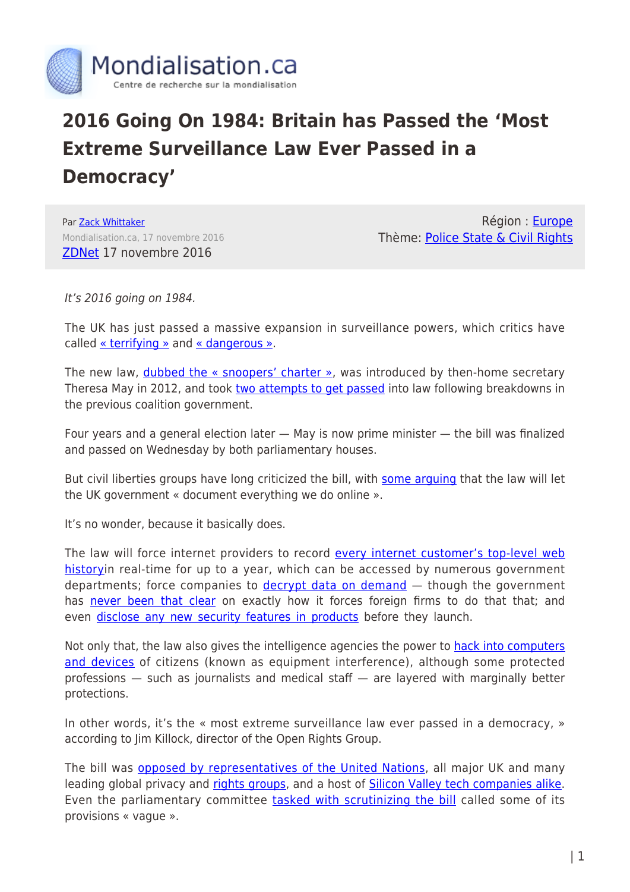# 2016 Going On 1984: Britain has Passed the 'Most Extreme Surveillance Law Ever Passed in a Democracy'

Par Zack Whittaker
Mondialisation.ca, 17 novembre 2016
ZDNet 17 novembre 2016

Région : Europe
Thème: Police State & Civil Rights

*It's 2016 going on 1984.*

The UK has just passed a massive expansion in surveillance powers, which critics have called « terrifying » and « dangerous ».

The new law, dubbed the « snoopers' charter », was introduced by then-home secretary Theresa May in 2012, and took two attempts to get passed into law following breakdowns in the previous coalition government.

Four years and a general election later — May is now prime minister — the bill was finalized and passed on Wednesday by both parliamentary houses.

But civil liberties groups have long criticized the bill, with some arguing that the law will let the UK government « document everything we do online ».

It's no wonder, because it basically does.

The law will force internet providers to record every internet customer's top-level web historyin real-time for up to a year, which can be accessed by numerous government departments; force companies to decrypt data on demand — though the government has never been that clear on exactly how it forces foreign firms to do that that; and even disclose any new security features in products before they launch.

Not only that, the law also gives the intelligence agencies the power to hack into computers and devices of citizens (known as equipment interference), although some protected professions — such as journalists and medical staff — are layered with marginally better protections.

In other words, it's the « most extreme surveillance law ever passed in a democracy, » according to Jim Killock, director of the Open Rights Group.

The bill was opposed by representatives of the United Nations, all major UK and many leading global privacy and rights groups, and a host of Silicon Valley tech companies alike. Even the parliamentary committee tasked with scrutinizing the bill called some of its provisions « vague ».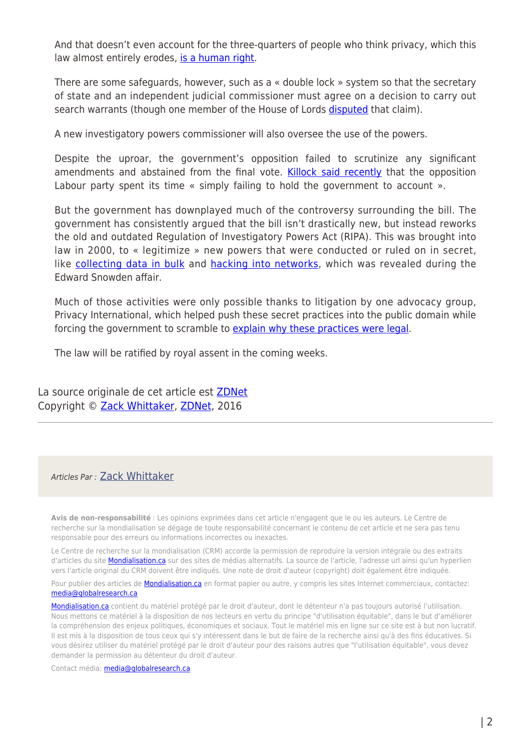And that doesn't even account for the three-quarters of people who think privacy, which this law almost entirely erodes, is a human right.

There are some safeguards, however, such as a « double lock » system so that the secretary of state and an independent judicial commissioner must agree on a decision to carry out search warrants (though one member of the House of Lords disputed that claim).

A new investigatory powers commissioner will also oversee the use of the powers.

Despite the uproar, the government's opposition failed to scrutinize any significant amendments and abstained from the final vote. Killock said recently that the opposition Labour party spent its time « simply failing to hold the government to account ».

But the government has downplayed much of the controversy surrounding the bill. The government has consistently argued that the bill isn't drastically new, but instead reworks the old and outdated Regulation of Investigatory Powers Act (RIPA). This was brought into law in 2000, to « legitimize » new powers that were conducted or ruled on in secret, like collecting data in bulk and hacking into networks, which was revealed during the Edward Snowden affair.

Much of those activities were only possible thanks to litigation by one advocacy group, Privacy International, which helped push these secret practices into the public domain while forcing the government to scramble to explain why these practices were legal.

The law will be ratified by royal assent in the coming weeks.

La source originale de cet article est ZDNet
Copyright © Zack Whittaker, ZDNet, 2016

*Articles Par :* Zack Whittaker

**Avis de non-responsabilité** : Les opinions exprimées dans cet article n'engagent que le ou les auteurs. Le Centre de recherche sur la mondialisation se dégage de toute responsabilité concernant le contenu de cet article et ne sera pas tenu responsable pour des erreurs ou informations incorrectes ou inexactes.

Le Centre de recherche sur la mondialisation (CRM) accorde la permission de reproduire la version intégrale ou des extraits d'articles du site Mondialisation.ca sur des sites de médias alternatifs. La source de l'article, l'adresse url ainsi qu'un hyperlien vers l'article original du CRM doivent être indiqués. Une note de droit d'auteur (copyright) doit également être indiquée.

Pour publier des articles de Mondialisation.ca en format papier ou autre, y compris les sites Internet commerciaux, contactez: media@globalresearch.ca

Mondialisation.ca contient du matériel protégé par le droit d'auteur, dont le détenteur n'a pas toujours autorisé l'utilisation. Nous mettons ce matériel à la disposition de nos lecteurs en vertu du principe "d'utilisation équitable", dans le but d'améliorer la compréhension des enjeux politiques, économiques et sociaux. Tout le matériel mis en ligne sur ce site est à but non lucratif. Il est mis à la disposition de tous ceux qui s'y intéressent dans le but de faire de la recherche ainsi qu'à des fins éducatives. Si vous désirez utiliser du matériel protégé par le droit d'auteur pour des raisons autres que "l'utilisation équitable", vous devez demander la permission au détenteur du droit d'auteur.

Contact média: media@globalresearch.ca